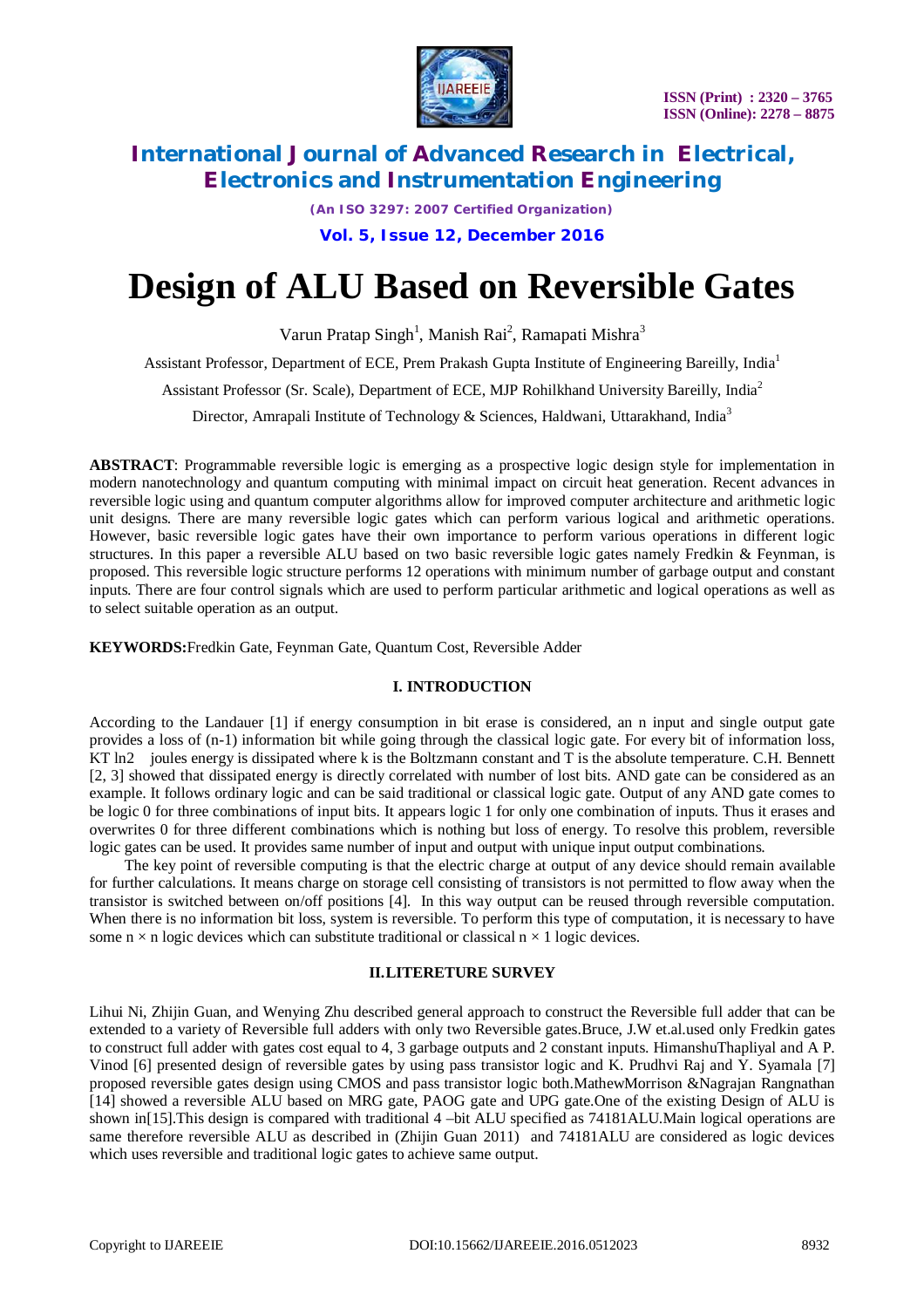# Design of ALU Based on Reversible Gates

Varun Pratap Singh[1], Manish Rai[2], Ramapati Mishra[3]

Assistant Professor, Department of ECE, Prem Prakash Gupta Institute of Engineering Bareilly, India[1]

Assistant Professor (Sr. Scale), Department of ECE, MJP Rohilkhand University Bareilly, India[2]

Director, Amrapali Institute of Technology & Sciences, Haldwani, Uttarakhand, India[3]

**ABSTRACT**: Programmable reversible logic is emerging as a prospective logic design style for implementation in modern nanotechnology and quantum computing with minimal impact on circuit heat generation. Recent advances in reversible logic using and quantum computer algorithms allow for improved computer architecture and arithmetic logic unit designs. There are many reversible logic gates which can perform various logical and arithmetic operations. However, basic reversible logic gates have their own importance to perform various operations in different logic structures. In this paper a reversible ALU based on two basic reversible logic gates namely Fredkin & Feynman, is proposed. This reversible logic structure performs 12 operations with minimum number of garbage output and constant inputs. There are four control signals which are used to perform particular arithmetic and logical operations as well as to select suitable operation as an output.

**KEYWORDS:**Fredkin Gate, Feynman Gate, Quantum Cost, Reversible Adder

## I. INTRODUCTION

According to the Landauer [1] if energy consumption in bit erase is considered, an n input and single output gate provides a loss of (n-1) information bit while going through the classical logic gate. For every bit of information loss, KT ln2 joules energy is dissipated where k is the Boltzmann constant and T is the absolute temperature. C.H. Bennett [2, 3] showed that dissipated energy is directly correlated with number of lost bits. AND gate can be considered as an example. It follows ordinary logic and can be said traditional or classical logic gate. Output of any AND gate comes to be logic 0 for three combinations of input bits. It appears logic 1 for only one combination of inputs. Thus it erases and overwrites 0 for three different combinations which is nothing but loss of energy. To resolve this problem, reversible logic gates can be used. It provides same number of input and output with unique input output combinations.

The key point of reversible computing is that the electric charge at output of any device should remain available for further calculations. It means charge on storage cell consisting of transistors is not permitted to flow away when the transistor is switched between on/off positions [4]. In this way output can be reused through reversible computation. When there is no information bit loss, system is reversible. To perform this type of computation, it is necessary to have some $n \times n$ logic devices which can substitute traditional or classical $n \times 1$ logic devices.

## II.LITERETURE SURVEY

Lihui Ni, Zhijin Guan, and Wenying Zhu described general approach to construct the Reversible full adder that can be extended to a variety of Reversible full adders with only two Reversible gates.Bruce, J.W et.al.used only Fredkin gates to construct full adder with gates cost equal to 4, 3 garbage outputs and 2 constant inputs. HimanshuThapliyal and A P. Vinod [6] presented design of reversible gates by using pass transistor logic and K. Prudhvi Raj and Y. Syamala [7] proposed reversible gates design using CMOS and pass transistor logic both.MathewMorrison &Nagrajan Rangnathan [14] showed a reversible ALU based on MRG gate, PAOG gate and UPG gate.One of the existing Design of ALU is shown in[15].This design is compared with traditional 4 –bit ALU specified as 74181ALU.Main logical operations are same therefore reversible ALU as described in (Zhijin Guan 2011) and 74181ALU are considered as logic devices which uses reversible and traditional logic gates to achieve same output.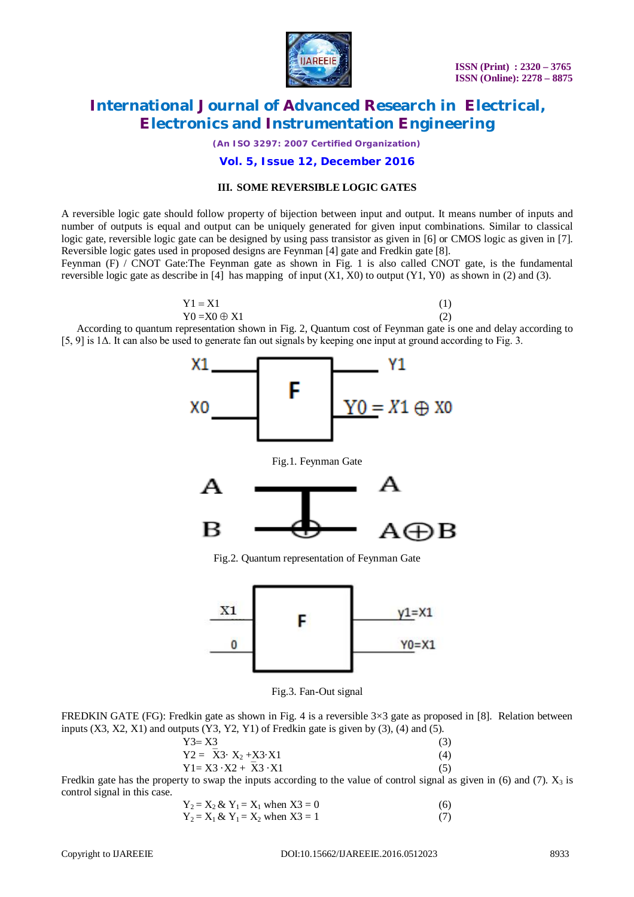### III. SOME REVERSIBLE LOGIC GATES

A reversible logic gate should follow property of bijection between input and output. It means number of inputs and number of outputs is equal and output can be uniquely generated for given input combinations. Similar to classical logic gate, reversible logic gate can be designed by using pass transistor as given in [6] or CMOS logic as given in [7]. Reversible logic gates used in proposed designs are Feynman [4] gate and Fredkin gate [8].

Feynman (F) / CNOT Gate:The Feynman gate as shown in Fig. 1 is also called CNOT gate, is the fundamental reversible logic gate as describe in [4] has mapping of input (X1, X0) to output (Y1, Y0) as shown in (2) and (3).

$$Y1 = X1 \quad (1)$$

$$Y0 = X0 \oplus X1 \quad (2)$$

According to quantum representation shown in Fig. 2, Quantum cost of Feynman gate is one and delay according to [5, 9] is 1Δ. It can also be used to generate fan out signals by keeping one input at ground according to Fig. 3.

Fig.1. Feynman Gate

Fig.2. Quantum representation of Feynman Gate

Fig.3. Fan-Out signal

FREDKIN GATE (FG): Fredkin gate as shown in Fig. 4 is a reversible 3×3 gate as proposed in [8]. Relation between inputs (X3, X2, X1) and outputs (Y3, Y2, Y1) of Fredkin gate is given by (3), (4) and (5).

$$Y3 = X3 \quad (3)$$

$$Y2 = \bar{X}3 \cdot X_2 + X3 \cdot X1 \quad (4)$$

$$Y1 = X3 \cdot X2 + \bar{X}3 \cdot X1 \quad (5)$$

Fredkin gate has the property to swap the inputs according to the value of control signal as given in (6) and (7). $X_3$ is control signal in this case.

$$Y_2 = X_2 \ \& \ Y_1 = X_1 \text{ when } X3 = 0 \quad (6)$$

$$Y_2 = X_1 \ \& \ Y_1 = X_2 \text{ when } X3 = 1 \quad (7)$$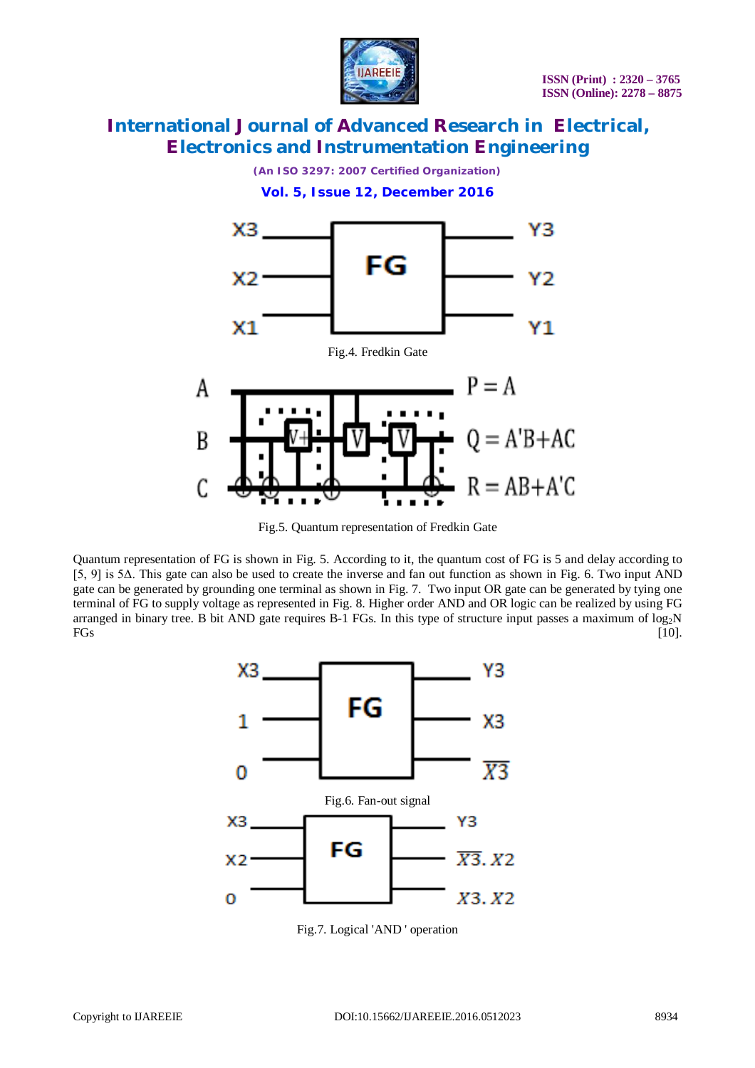Fig.4. Fredkin Gate

Fig.5. Quantum representation of Fredkin Gate

Quantum representation of FG is shown in Fig. 5. According to it, the quantum cost of FG is 5 and delay according to [5, 9] is 5Δ. This gate can also be used to create the inverse and fan out function as shown in Fig. 6. Two input AND gate can be generated by grounding one terminal as shown in Fig. 7. Two input OR gate can be generated by tying one terminal of FG to supply voltage as represented in Fig. 8. Higher order AND and OR logic can be realized by using FG arranged in binary tree. B bit AND gate requires B-1 FGs. In this type of structure input passes a maximum of $\log_2 N$ FGs [10].

Fig.6. Fan-out signal

Fig.7. Logical 'AND ' operation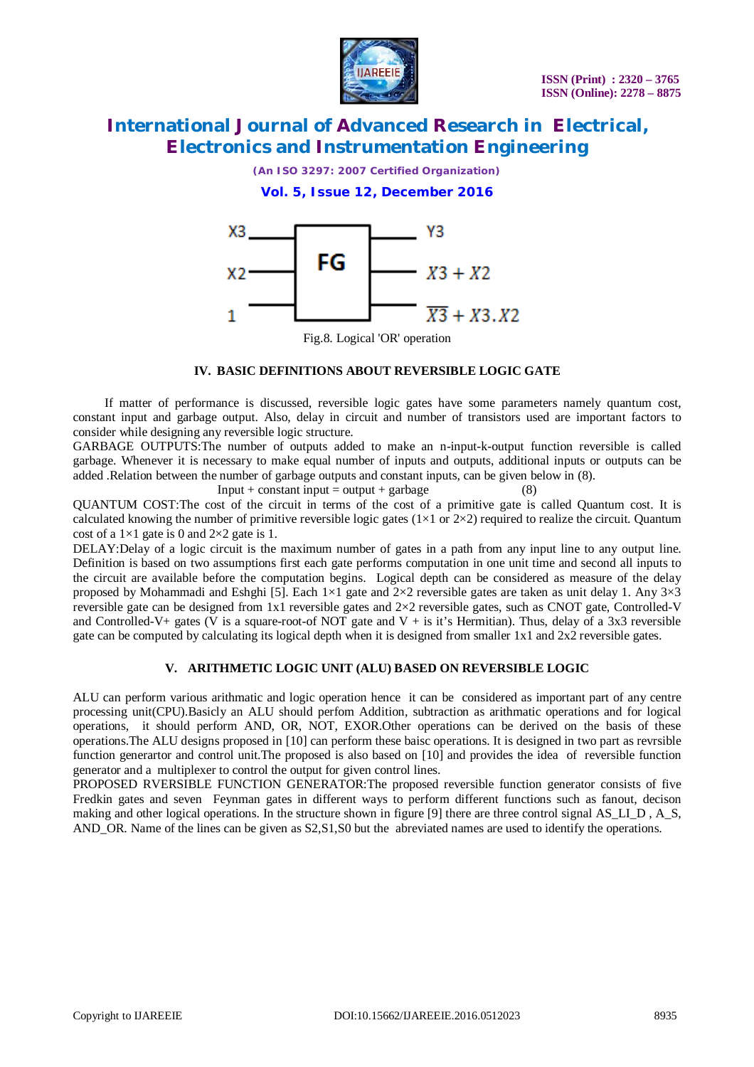X3 ─ FG ─ Y3

X2 ─ ─ $X3 + X2$

1 ─ ─ $\overline{X3} + X3.X2$

Fig.8. Logical 'OR' operation

## IV. BASIC DEFINITIONS ABOUT REVERSIBLE LOGIC GATE

If matter of performance is discussed, reversible logic gates have some parameters namely quantum cost, constant input and garbage output. Also, delay in circuit and number of transistors used are important factors to consider while designing any reversible logic structure.

GARBAGE OUTPUTS:The number of outputs added to make an n-input-k-output function reversible is called garbage. Whenever it is necessary to make equal number of inputs and outputs, additional inputs or outputs can be added .Relation between the number of garbage outputs and constant inputs, can be given below in (8).

$$\text{Input + constant input = output + garbage} \qquad (8)$$

QUANTUM COST:The cost of the circuit in terms of the cost of a primitive gate is called Quantum cost. It is calculated knowing the number of primitive reversible logic gates ($1\times1$ or $2\times2$) required to realize the circuit. Quantum cost of a $1\times1$ gate is 0 and $2\times2$ gate is 1.

DELAY:Delay of a logic circuit is the maximum number of gates in a path from any input line to any output line. Definition is based on two assumptions first each gate performs computation in one unit time and second all inputs to the circuit are available before the computation begins. Logical depth can be considered as measure of the delay proposed by Mohammadi and Eshghi [5]. Each $1\times1$ gate and $2\times2$ reversible gates are taken as unit delay 1. Any $3\times3$ reversible gate can be designed from 1x1 reversible gates and $2\times2$ reversible gates, such as CNOT gate, Controlled-V and Controlled-V+ gates (V is a square-root-of NOT gate and V + is it's Hermitian). Thus, delay of a 3x3 reversible gate can be computed by calculating its logical depth when it is designed from smaller 1x1 and 2x2 reversible gates.

## V. ARITHMETIC LOGIC UNIT (ALU) BASED ON REVERSIBLE LOGIC

ALU can perform various arithmatic and logic operation hence it can be considered as important part of any centre processing unit(CPU).Basicly an ALU should perfom Addition, subtraction as arithmatic operations and for logical operations, it should perform AND, OR, NOT, EXOR.Other operations can be derived on the basis of these operations.The ALU designs proposed in [10] can perform these baisc operations. It is designed in two part as revrsible function generartor and control unit.The proposed is also based on [10] and provides the idea of reversible function generator and a multiplexer to control the output for given control lines.

PROPOSED RVERSIBLE FUNCTION GENERATOR:The proposed reversible function generator consists of five Fredkin gates and seven Feynman gates in different ways to perform different functions such as fanout, decison making and other logical operations. In the structure shown in figure [9] there are three control signal AS_LI_D , A_S, AND_OR. Name of the lines can be given as S2,S1,S0 but the abreviated names are used to identify the operations.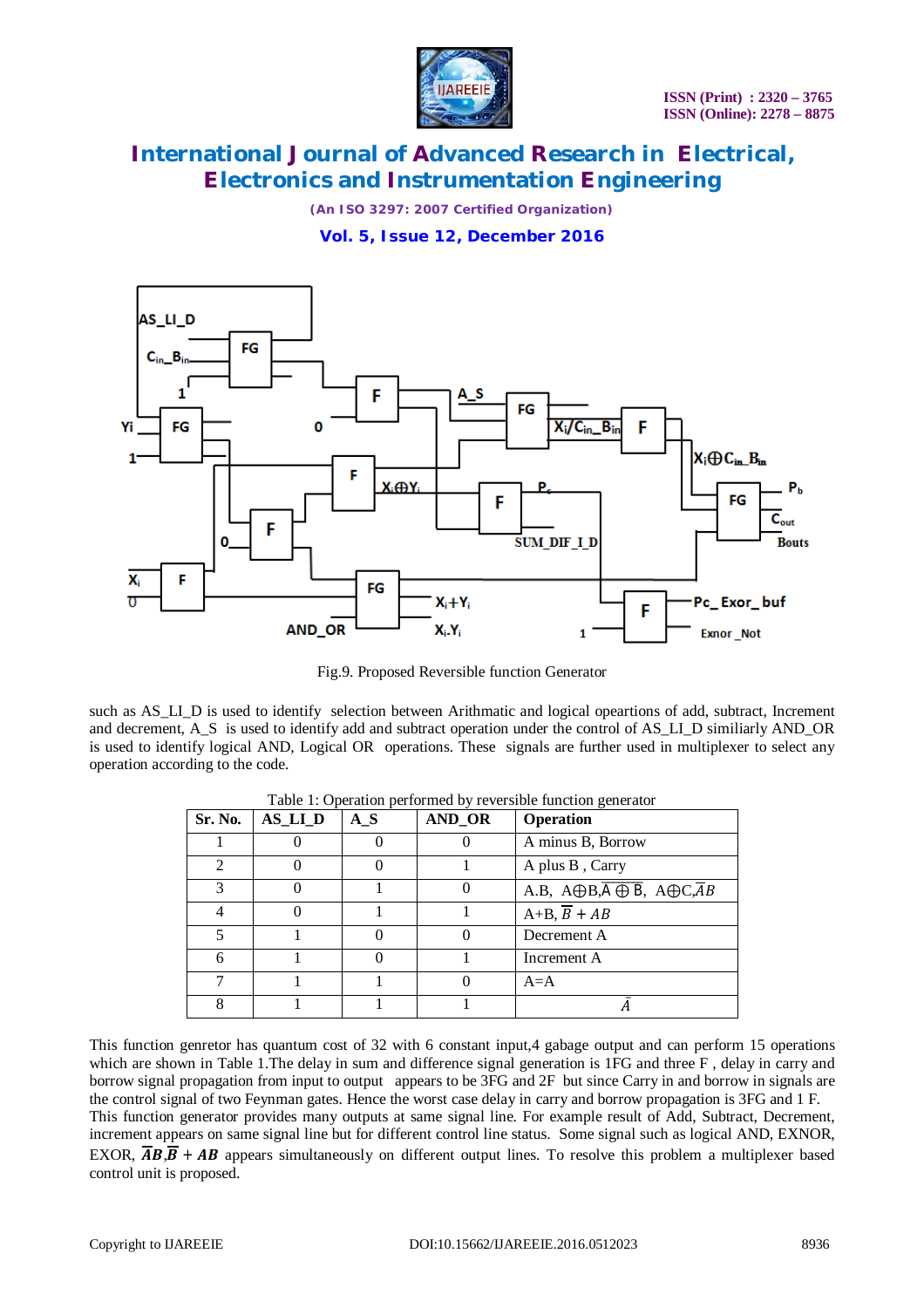Fig.9. Proposed Reversible function Generator

such as AS_LI_D is used to identify selection between Arithmatic and logical opeartions of add, subtract, Increment and decrement, A_S is used to identify add and subtract operation under the control of AS_LI_D similiarly AND_OR is used to identify logical AND, Logical OR operations. These signals are further used in multiplexer to select any operation according to the code.

Table 1: Operation performed by reversible function generator

| Sr. No. | AS_LI_D | A_S | AND_OR | Operation |
|---|---|---|---|---|
| 1 | 0 | 0 | 0 | A minus B, Borrow |
| 2 | 0 | 0 | 1 | A plus B , Carry |
| 3 | 0 | 1 | 0 | A.B, $A \oplus B$, $\bar{A} \oplus \bar{B}$, $A \oplus C$, $\bar{A}B$ |
| 4 | 0 | 1 | 1 | A+B, $\bar{B} + AB$ |
| 5 | 1 | 0 | 0 | Decrement A |
| 6 | 1 | 0 | 1 | Increment A |
| 7 | 1 | 1 | 0 | A=A |
| 8 | 1 | 1 | 1 | $\bar{A}$ |

This function genretor has quantum cost of 32 with 6 constant input,4 gabage output and can perform 15 operations which are shown in Table 1.The delay in sum and difference signal generation is 1FG and three F , delay in carry and borrow signal propagation from input to output appears to be 3FG and 2F but since Carry in and borrow in signals are the control signal of two Feynman gates. Hence the worst case delay in carry and borrow propagation is 3FG and 1 F. This function generator provides many outputs at same signal line. For example result of Add, Subtract, Decrement, increment appears on same signal line but for different control line status. Some signal such as logical AND, EXNOR, EXOR, $\bar{A}\boldsymbol{B}$,$\bar{B} + \boldsymbol{AB}$ appears simultaneously on different output lines. To resolve this problem a multiplexer based control unit is proposed.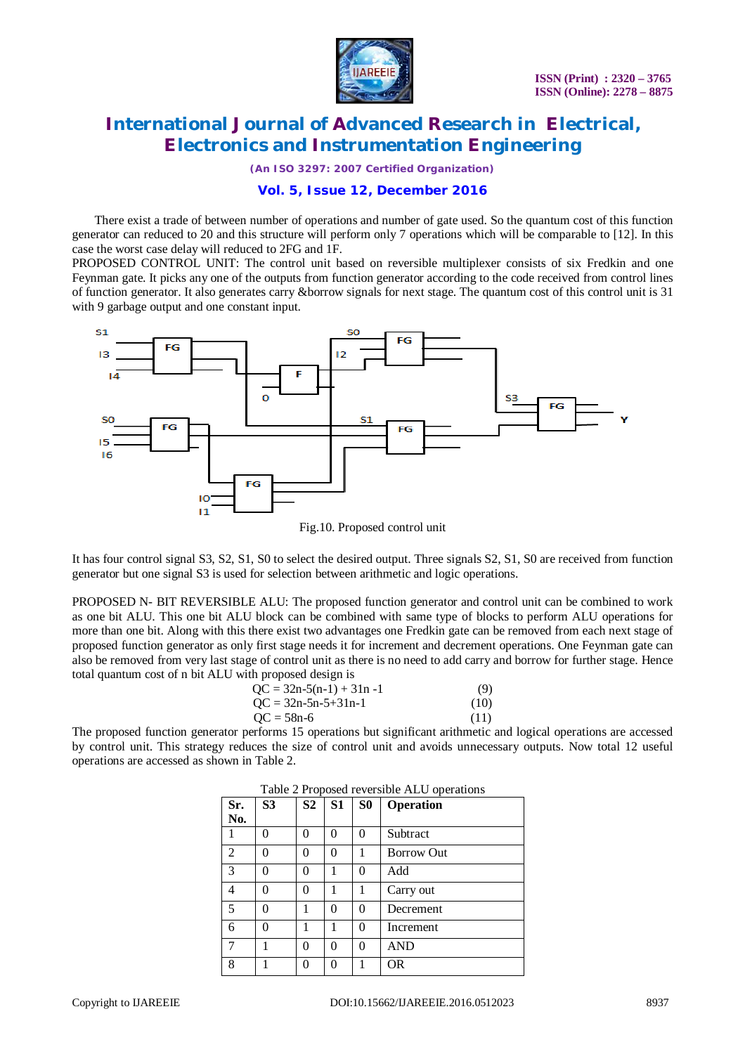There exist a trade of between number of operations and number of gate used. So the quantum cost of this function generator can reduced to 20 and this structure will perform only 7 operations which will be comparable to [12]. In this case the worst case delay will reduced to 2FG and 1F.

PROPOSED CONTROL UNIT: The control unit based on reversible multiplexer consists of six Fredkin and one Feynman gate. It picks any one of the outputs from function generator according to the code received from control lines of function generator. It also generates carry &borrow signals for next stage. The quantum cost of this control unit is 31 with 9 garbage output and one constant input.

Fig.10. Proposed control unit

It has four control signal S3, S2, S1, S0 to select the desired output. Three signals S2, S1, S0 are received from function generator but one signal S3 is used for selection between arithmetic and logic operations.

PROPOSED N- BIT REVERSIBLE ALU: The proposed function generator and control unit can be combined to work as one bit ALU. This one bit ALU block can be combined with same type of blocks to perform ALU operations for more than one bit. Along with this there exist two advantages one Fredkin gate can be removed from each next stage of proposed function generator as only first stage needs it for increment and decrement operations. One Feynman gate can also be removed from very last stage of control unit as there is no need to add carry and borrow for further stage. Hence total quantum cost of n bit ALU with proposed design is

$$QC = 32n-5(n-1) + 31n -1 \quad (9)$$

$$QC = 32n-5n-5+31n-1 \quad (10)$$

$$QC = 58n-6 \quad (11)$$

The proposed function generator performs 15 operations but significant arithmetic and logical operations are accessed by control unit. This strategy reduces the size of control unit and avoids unnecessary outputs. Now total 12 useful operations are accessed as shown in Table 2.

Table 2 Proposed reversible ALU operations

| Sr. No. | S3 | S2 | S1 | S0 | Operation |
|---|---|---|---|---|---|
| 1 | 0 | 0 | 0 | 0 | Subtract |
| 2 | 0 | 0 | 0 | 1 | Borrow Out |
| 3 | 0 | 0 | 1 | 0 | Add |
| 4 | 0 | 0 | 1 | 1 | Carry out |
| 5 | 0 | 1 | 0 | 0 | Decrement |
| 6 | 0 | 1 | 1 | 0 | Increment |
| 7 | 1 | 0 | 0 | 0 | AND |
| 8 | 1 | 0 | 0 | 1 | OR |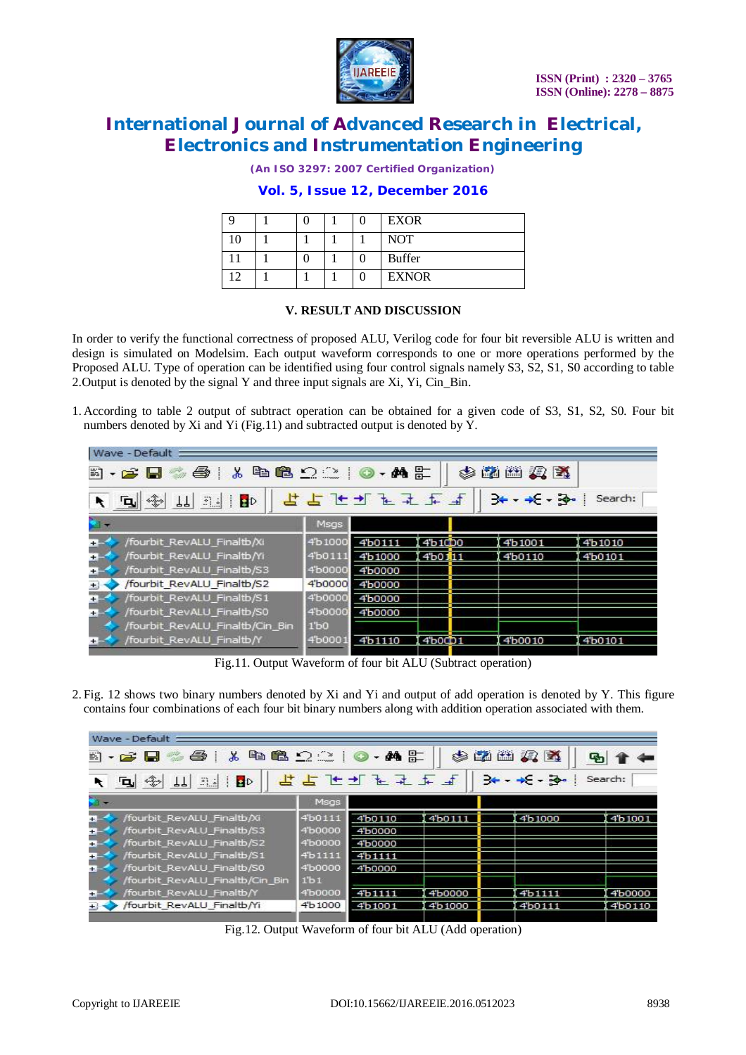| 9 | 1 | 0 | 1 | 0 | EXOR |
|---|---|---|---|---|---|
| 10 | 1 | 1 | 1 | 1 | NOT |
| 11 | 1 | 0 | 1 | 0 | Buffer |
| 12 | 1 | 1 | 1 | 0 | EXNOR |

## V. RESULT AND DISCUSSION

In order to verify the functional correctness of proposed ALU, Verilog code for four bit reversible ALU is written and design is simulated on Modelsim. Each output waveform corresponds to one or more operations performed by the Proposed ALU. Type of operation can be identified using four control signals namely S3, S2, S1, S0 according to table 2.Output is denoted by the signal Y and three input signals are Xi, Yi, Cin_Bin.

1. According to table 2 output of subtract operation can be obtained for a given code of S3, S1, S2, S0. Four bit numbers denoted by Xi and Yi (Fig.11) and subtracted output is denoted by Y.

Fig.11. Output Waveform of four bit ALU (Subtract operation)

2. Fig. 12 shows two binary numbers denoted by Xi and Yi and output of add operation is denoted by Y. This figure contains four combinations of each four bit binary numbers along with addition operation associated with them.

Fig.12. Output Waveform of four bit ALU (Add operation)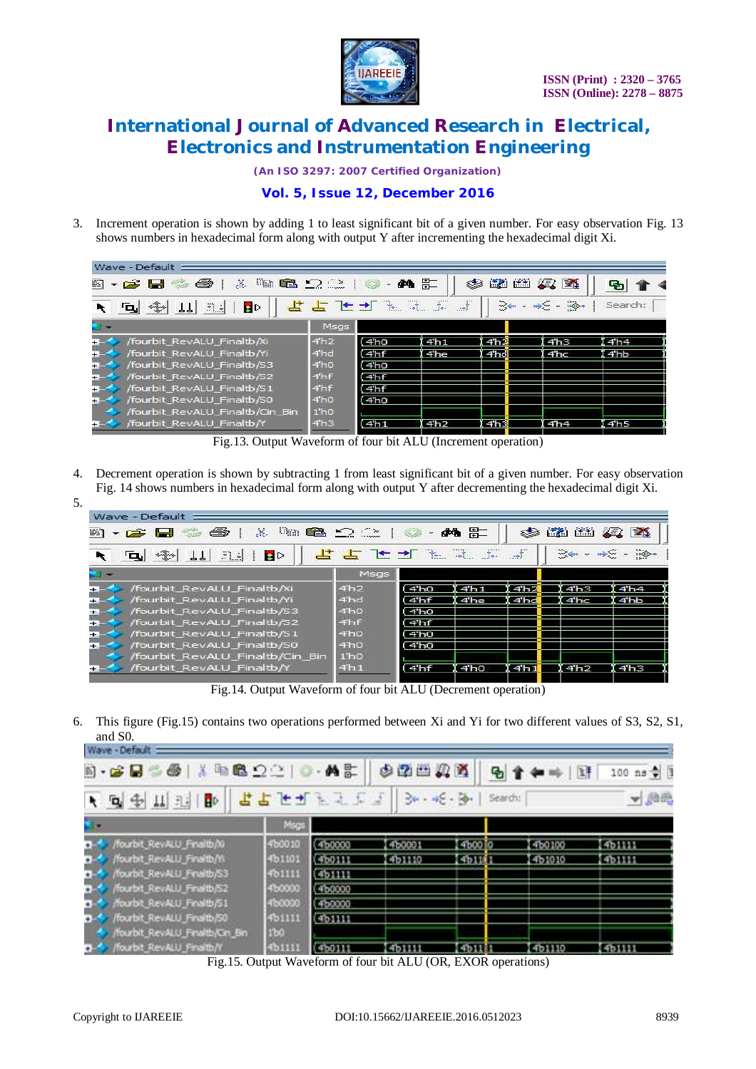3. Increment operation is shown by adding 1 to least significant bit of a given number. For easy observation Fig. 13 shows numbers in hexadecimal form along with output Y after incrementing the hexadecimal digit Xi.

Fig.13. Output Waveform of four bit ALU (Increment operation)

4. Decrement operation is shown by subtracting 1 from least significant bit of a given number. For easy observation Fig. 14 shows numbers in hexadecimal form along with output Y after decrementing the hexadecimal digit Xi.
5.

Fig.14. Output Waveform of four bit ALU (Decrement operation)

6. This figure (Fig.15) contains two operations performed between Xi and Yi for two different values of S3, S2, S1, and S0.

Fig.15. Output Waveform of four bit ALU (OR, EXOR operations)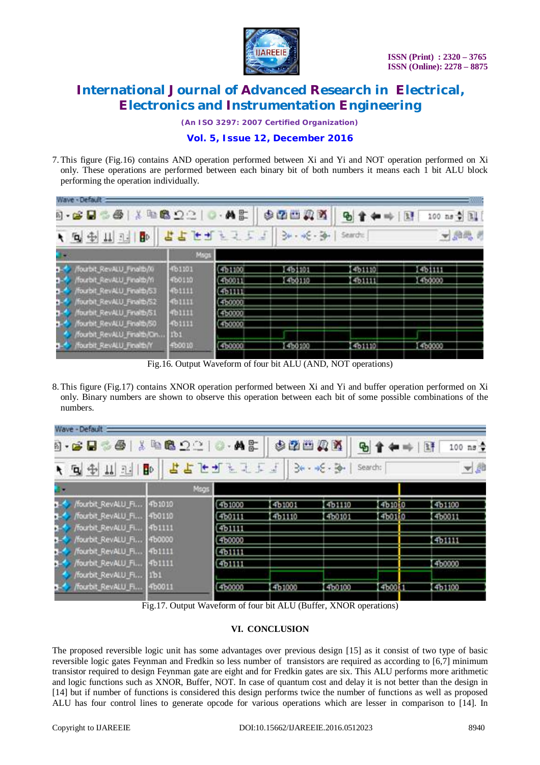7. This figure (Fig.16) contains AND operation performed between Xi and Yi and NOT operation performed on Xi only. These operations are performed between each binary bit of both numbers it means each 1 bit ALU block performing the operation individually.

Fig.16. Output Waveform of four bit ALU (AND, NOT operations)

8. This figure (Fig.17) contains XNOR operation performed between Xi and Yi and buffer operation performed on Xi only. Binary numbers are shown to observe this operation between each bit of some possible combinations of the numbers.

Fig.17. Output Waveform of four bit ALU (Buffer, XNOR operations)

## VI. CONCLUSION

The proposed reversible logic unit has some advantages over previous design [15] as it consist of two type of basic reversible logic gates Feynman and Fredkin so less number of transistors are required as according to [6,7] minimum transistor required to design Feynman gate are eight and for Fredkin gates are six. This ALU performs more arithmetic and logic functions such as XNOR, Buffer, NOT. In case of quantum cost and delay it is not better than the design in [14] but if number of functions is considered this design performs twice the number of functions as well as proposed ALU has four control lines to generate opcode for various operations which are lesser in comparison to [14]. In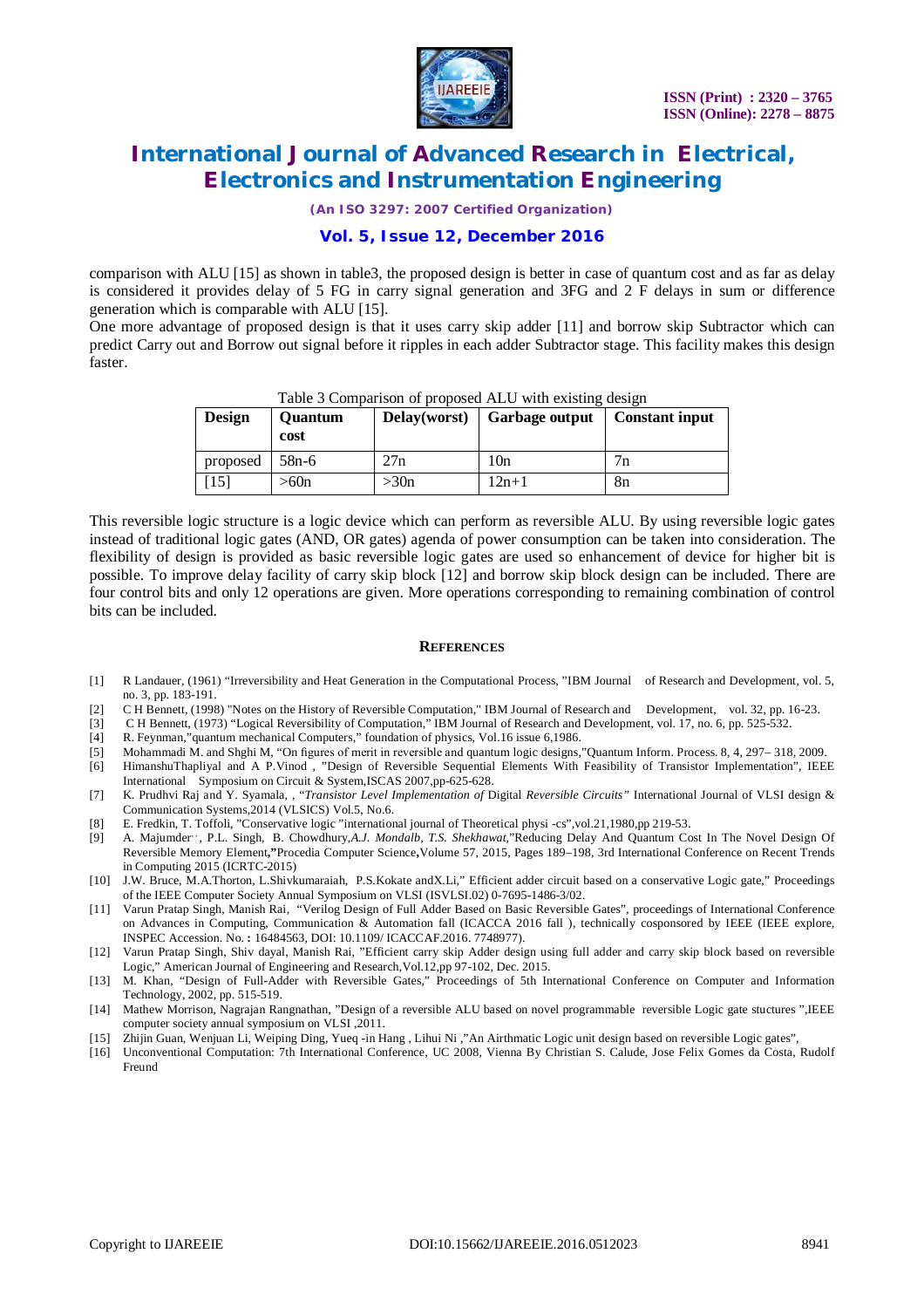comparison with ALU [15] as shown in table3, the proposed design is better in case of quantum cost and as far as delay is considered it provides delay of 5 FG in carry signal generation and 3FG and 2 F delays in sum or difference generation which is comparable with ALU [15].

One more advantage of proposed design is that it uses carry skip adder [11] and borrow skip Subtractor which can predict Carry out and Borrow out signal before it ripples in each adder Subtractor stage. This facility makes this design faster.

Table 3 Comparison of proposed ALU with existing design

| Design | Quantum cost | Delay(worst) | Garbage output | Constant input |
|---|---|---|---|---|
| proposed | 58n-6 | 27n | 10n | 7n |
| [15] | >60n | >30n | 12n+1 | 8n |

This reversible logic structure is a logic device which can perform as reversible ALU. By using reversible logic gates instead of traditional logic gates (AND, OR gates) agenda of power consumption can be taken into consideration. The flexibility of design is provided as basic reversible logic gates are used so enhancement of device for higher bit is possible. To improve delay facility of carry skip block [12] and borrow skip block design can be included. There are four control bits and only 12 operations are given. More operations corresponding to remaining combination of control bits can be included.

## REFERENCES

[1] R Landauer, (1961) "Irreversibility and Heat Generation in the Computational Process, "IBM Journal of Research and Development, vol. 5, no. 3, pp. 183-191.

[2] C H Bennett, (1998) "Notes on the History of Reversible Computation," IBM Journal of Research and Development, vol. 32, pp. 16-23.

[3] C H Bennett, (1973) "Logical Reversibility of Computation," IBM Journal of Research and Development, vol. 17, no. 6, pp. 525-532.

[4] R. Feynman,"quantum mechanical Computers," foundation of physics, Vol.16 issue 6,1986.

[5] Mohammadi M. and Shghi M, "On figures of merit in reversible and quantum logic designs,"Quantum Inform. Process. 8, 4, 297– 318, 2009.

[6] HimanshuThapliyal and A P.Vinod , "Design of Reversible Sequential Elements With Feasibility of Transistor Implementation", IEEE International Symposium on Circuit & System,ISCAS 2007,pp-625-628.

[7] K. Prudhvi Raj and Y. Syamala, , "*Transistor Level Implementation of* Digital *Reversible Circuits"* International Journal of VLSI design & Communication Systems,2014 (VLSICS) Vol.5, No.6.

[8] E. Fredkin, T. Toffoli, "Conservative logic "international journal of Theoretical physi -cs",vol.21,1980,pp 219-53.

[9] A. Majumder, P.L. Singh, B. Chowdhury,*A.J. Mondalb, T.S. Shekhawat,*"Reducing Delay And Quantum Cost In The Novel Design Of Reversible Memory Element**,"**Procedia Computer Science**,**Volume 57, 2015, Pages 189–198, 3rd International Conference on Recent Trends in Computing 2015 (ICRTC-2015)

[10] J.W. Bruce, M.A.Thorton, L.Shivkumaraiah, P.S.Kokate andX.Li," Efficient adder circuit based on a conservative Logic gate," Proceedings of the IEEE Computer Society Annual Symposium on VLSI (ISVLSI.02) 0-7695-1486-3/02.

[11] Varun Pratap Singh, Manish Rai, "Verilog Design of Full Adder Based on Basic Reversible Gates", proceedings of International Conference on Advances in Computing, Communication & Automation fall (ICACCA 2016 fall ), technically cosponsored by IEEE (IEEE explore, INSPEC Accession. No. **:** 16484563, DOI: 10.1109/ ICACCAF.2016. 7748977).

[12] Varun Pratap Singh, Shiv dayal, Manish Rai, "Efficient carry skip Adder design using full adder and carry skip block based on reversible Logic," American Journal of Engineering and Research,Vol.12,pp 97-102, Dec. 2015.

[13] M. Khan, "Design of Full-Adder with Reversible Gates," Proceedings of 5th International Conference on Computer and Information Technology, 2002, pp. 515-519.

[14] Mathew Morrison, Nagrajan Rangnathan, "Design of a reversible ALU based on novel programmable reversible Logic gate stuctures ",IEEE computer society annual symposium on VLSI ,2011.

[15] Zhijin Guan, Wenjuan Li, Weiping Ding, Yueq -in Hang , Lihui Ni ,"An Airthmatic Logic unit design based on reversible Logic gates",

[16] Unconventional Computation: 7th International Conference, UC 2008, Vienna By Christian S. Calude, Jose Felix Gomes da Costa, Rudolf Freund